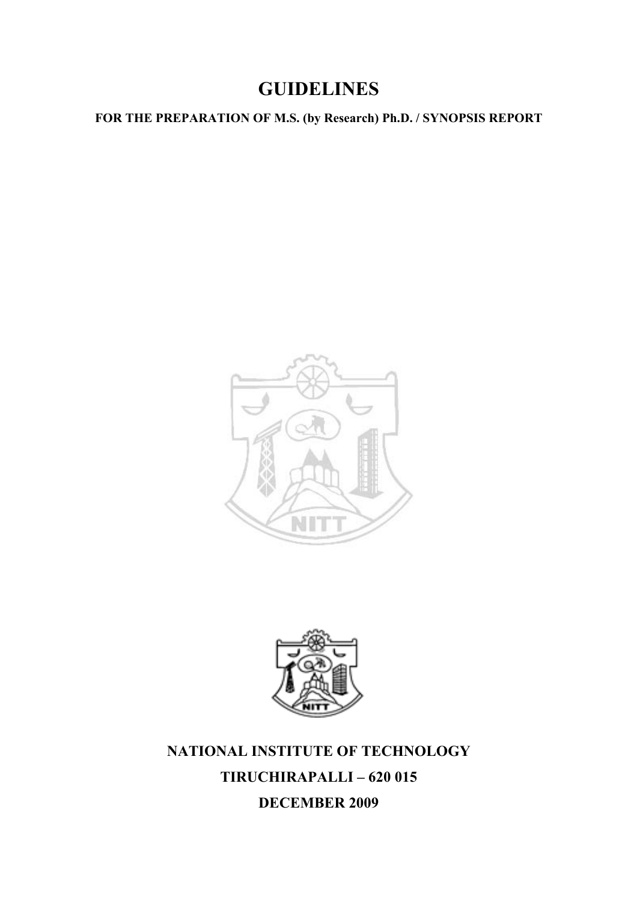# GUIDELINES

**FOR THE PREPARATION OF M.S. (by Research) Ph.D. / SYNOPSIS REPORT**

**NATIONAL INSTITUTE OF TECHNOLOGY**

**TIRUCHIRAPALLI – 620 015**

**DECEMBER 2009**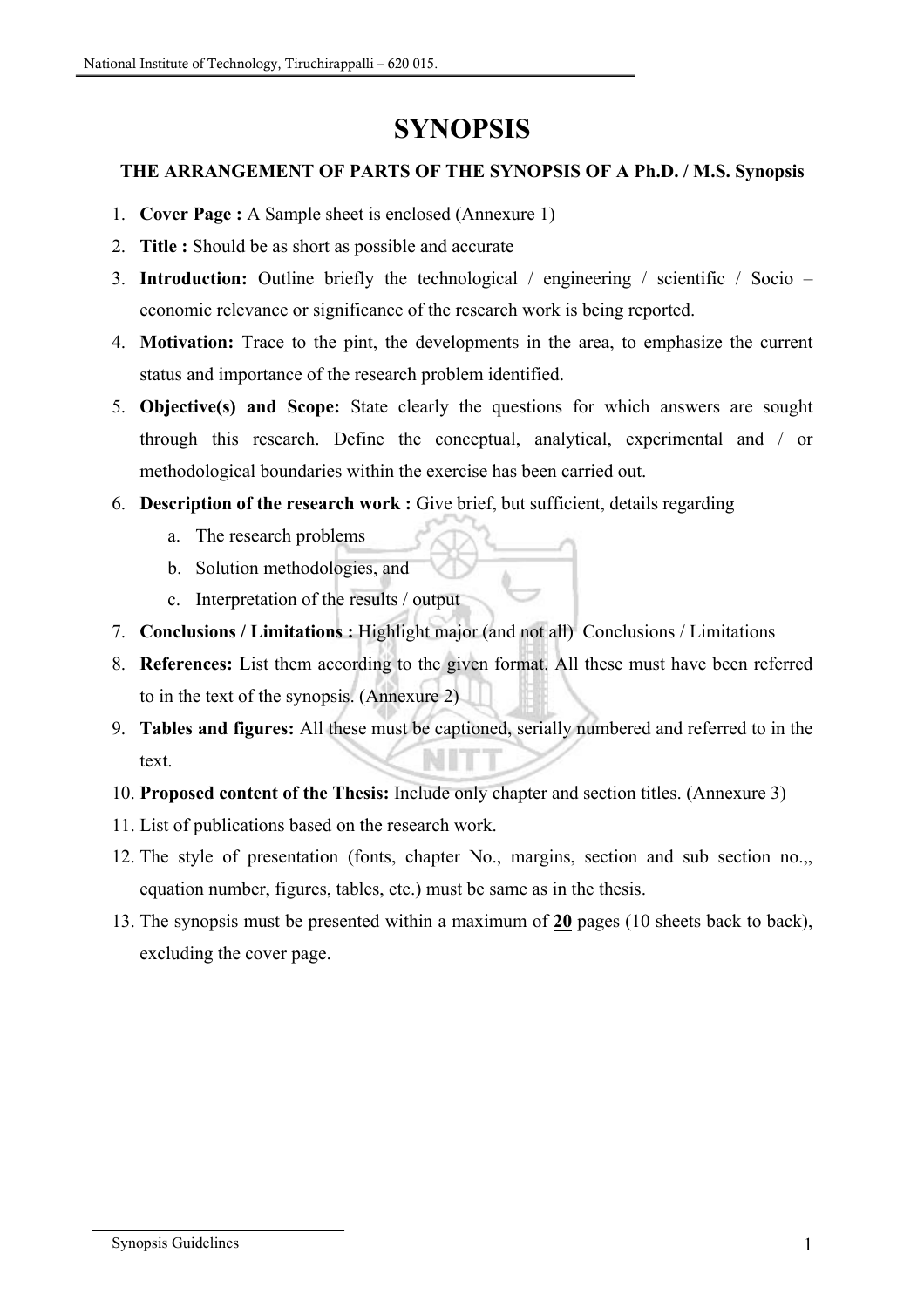# SYNOPSIS

**THE ARRANGEMENT OF PARTS OF THE SYNOPSIS OF A Ph.D. / M.S. Synopsis**

1. **Cover Page :** A Sample sheet is enclosed (Annexure 1)
2. **Title :** Should be as short as possible and accurate
3. **Introduction:** Outline briefly the technological / engineering / scientific / Socio – economic relevance or significance of the research work is being reported.
4. **Motivation:** Trace to the pint, the developments in the area, to emphasize the current status and importance of the research problem identified.
5. **Objective(s) and Scope:** State clearly the questions for which answers are sought through this research. Define the conceptual, analytical, experimental and / or methodological boundaries within the exercise has been carried out.
6. **Description of the research work :** Give brief, but sufficient, details regarding
   a. The research problems
   b. Solution methodologies, and
   c. Interpretation of the results / output
7. **Conclusions / Limitations :** Highlight major (and not all) Conclusions / Limitations
8. **References:** List them according to the given format. All these must have been referred to in the text of the synopsis. (Annexure 2)
9. **Tables and figures:** All these must be captioned, serially numbered and referred to in the text.
10. **Proposed content of the Thesis:** Include only chapter and section titles. (Annexure 3)
11. List of publications based on the research work.
12. The style of presentation (fonts, chapter No., margins, section and sub section no.,, equation number, figures, tables, etc.) must be same as in the thesis.
13. The synopsis must be presented within a maximum of **20** pages (10 sheets back to back), excluding the cover page.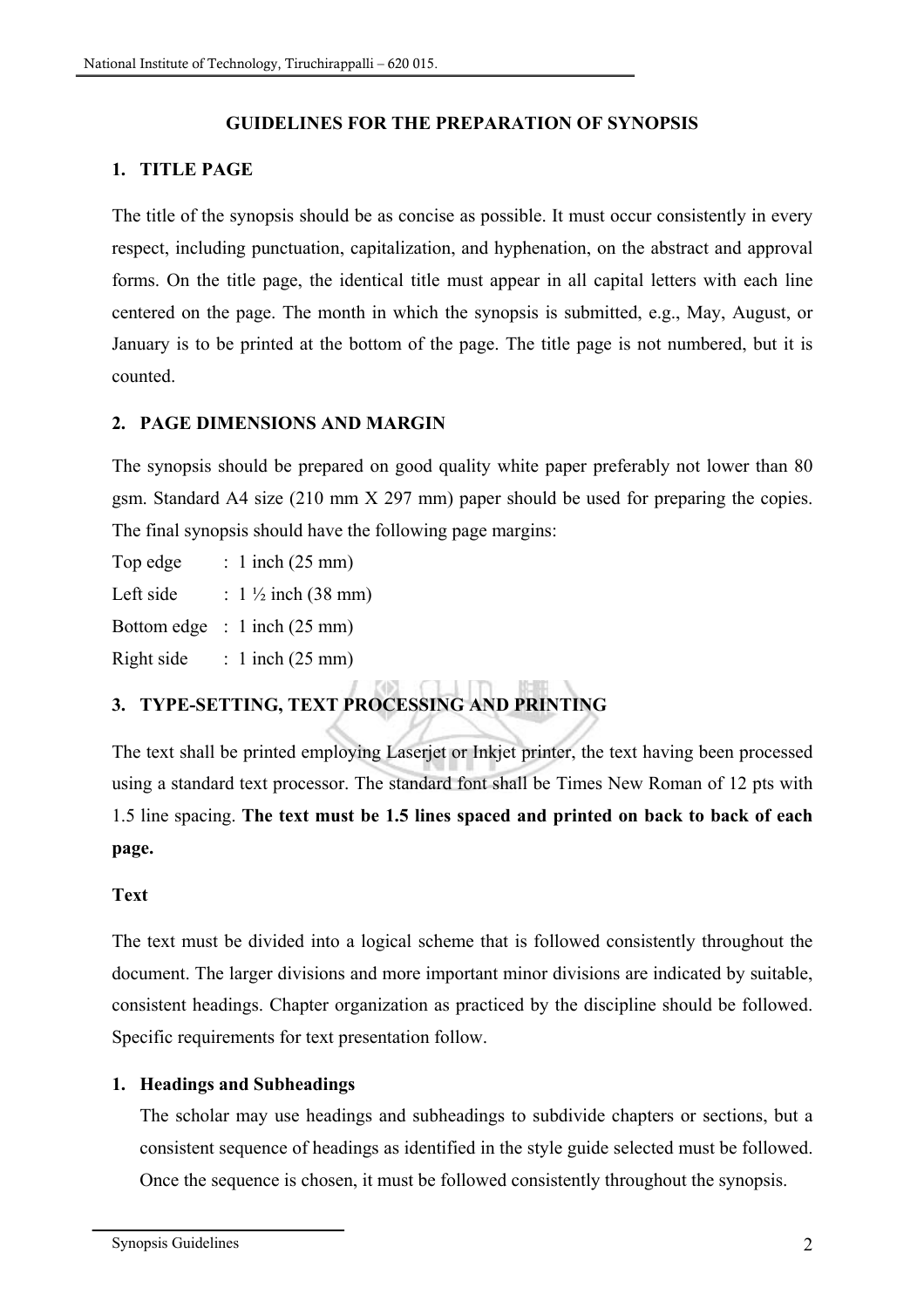## GUIDELINES FOR THE PREPARATION OF SYNOPSIS

### 1. TITLE PAGE

The title of the synopsis should be as concise as possible. It must occur consistently in every respect, including punctuation, capitalization, and hyphenation, on the abstract and approval forms. On the title page, the identical title must appear in all capital letters with each line centered on the page. The month in which the synopsis is submitted, e.g., May, August, or January is to be printed at the bottom of the page. The title page is not numbered, but it is counted.

### 2. PAGE DIMENSIONS AND MARGIN

The synopsis should be prepared on good quality white paper preferably not lower than 80 gsm. Standard A4 size (210 mm X 297 mm) paper should be used for preparing the copies. The final synopsis should have the following page margins:

Top edge : 1 inch (25 mm)
Left side : 1 ½ inch (38 mm)
Bottom edge : 1 inch (25 mm)
Right side : 1 inch (25 mm)

### 3. TYPE-SETTING, TEXT PROCESSING AND PRINTING

The text shall be printed employing Laserjet or Inkjet printer, the text having been processed using a standard text processor. The standard font shall be Times New Roman of 12 pts with 1.5 line spacing. **The text must be 1.5 lines spaced and printed on back to back of each page.**

**Text**

The text must be divided into a logical scheme that is followed consistently throughout the document. The larger divisions and more important minor divisions are indicated by suitable, consistent headings. Chapter organization as practiced by the discipline should be followed. Specific requirements for text presentation follow.

1. **Headings and Subheadings**

   The scholar may use headings and subheadings to subdivide chapters or sections, but a consistent sequence of headings as identified in the style guide selected must be followed. Once the sequence is chosen, it must be followed consistently throughout the synopsis.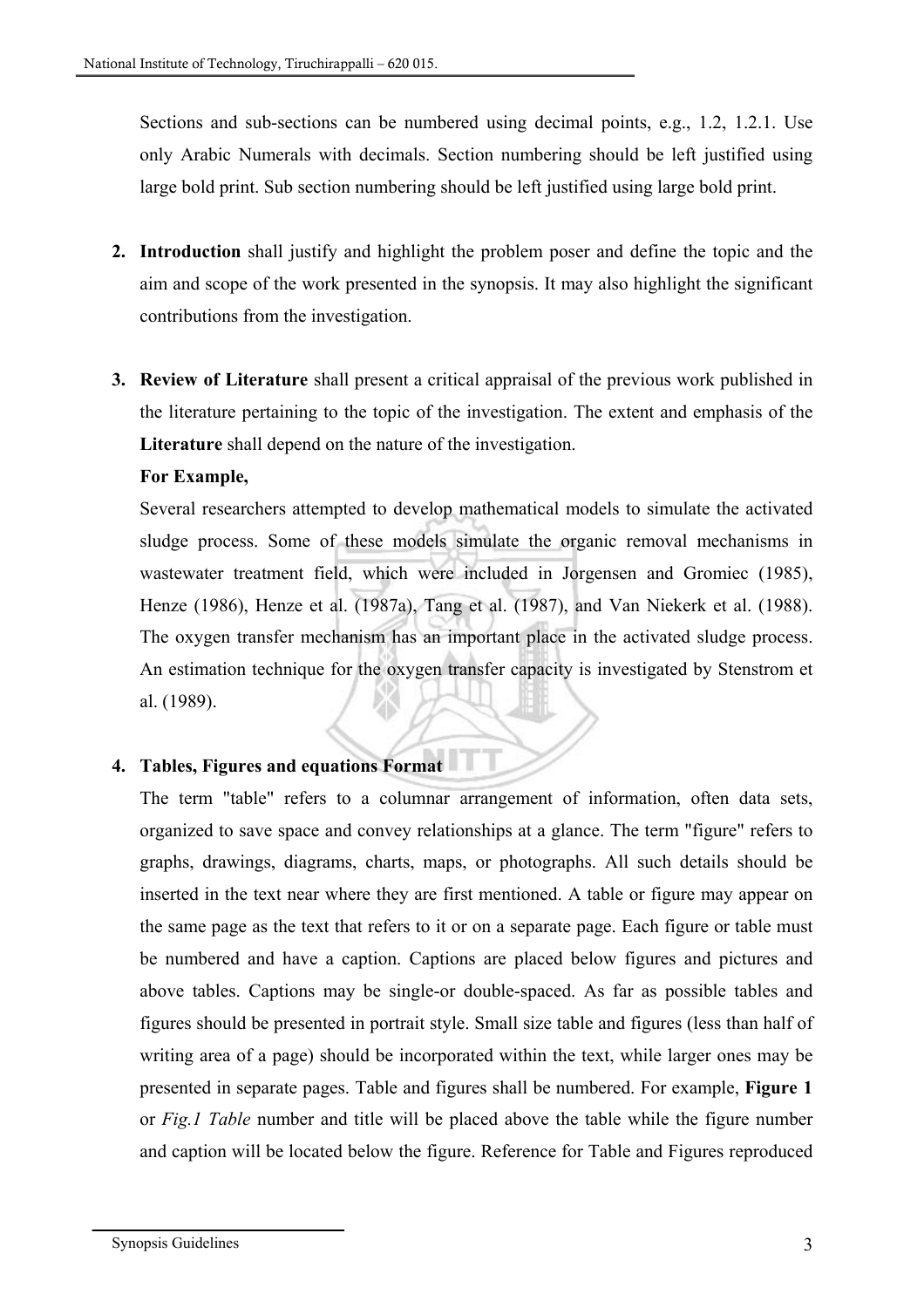Sections and sub-sections can be numbered using decimal points, e.g., 1.2, 1.2.1. Use only Arabic Numerals with decimals. Section numbering should be left justified using large bold print. Sub section numbering should be left justified using large bold print.

2. **Introduction** shall justify and highlight the problem poser and define the topic and the aim and scope of the work presented in the synopsis. It may also highlight the significant contributions from the investigation.

3. **Review of Literature** shall present a critical appraisal of the previous work published in the literature pertaining to the topic of the investigation. The extent and emphasis of the **Literature** shall depend on the nature of the investigation.

   **For Example,**

   Several researchers attempted to develop mathematical models to simulate the activated sludge process. Some of these models simulate the organic removal mechanisms in wastewater treatment field, which were included in Jorgensen and Gromiec (1985), Henze (1986), Henze et al. (1987a), Tang et al. (1987), and Van Niekerk et al. (1988). The oxygen transfer mechanism has an important place in the activated sludge process. An estimation technique for the oxygen transfer capacity is investigated by Stenstrom et al. (1989).

4. **Tables, Figures and equations Format**

   The term "table" refers to a columnar arrangement of information, often data sets, organized to save space and convey relationships at a glance. The term "figure" refers to graphs, drawings, diagrams, charts, maps, or photographs. All such details should be inserted in the text near where they are first mentioned. A table or figure may appear on the same page as the text that refers to it or on a separate page. Each figure or table must be numbered and have a caption. Captions are placed below figures and pictures and above tables. Captions may be single-or double-spaced. As far as possible tables and figures should be presented in portrait style. Small size table and figures (less than half of writing area of a page) should be incorporated within the text, while larger ones may be presented in separate pages. Table and figures shall be numbered. For example, **Figure 1** or *Fig.1 Table* number and title will be placed above the table while the figure number and caption will be located below the figure. Reference for Table and Figures reproduced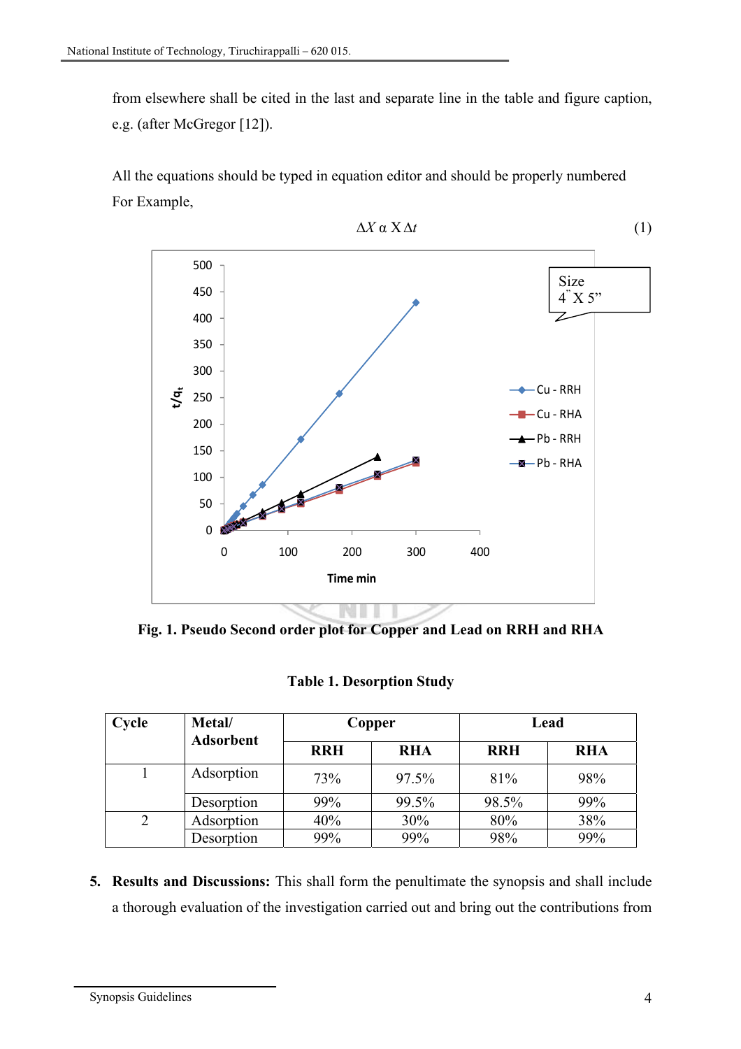from elsewhere shall be cited in the last and separate line in the table and figure caption, e.g. (after McGregor [12]).

All the equations should be typed in equation editor and should be properly numbered For Example,

$$\Delta X \ \alpha \ X \Delta t \tag{1}$$

**Fig. 1. Pseudo Second order plot for Copper and Lead on RRH and RHA**

**Table 1. Desorption Study**

| Cycle | Metal/ Adsorbent | Copper | | Lead | |
|---|---|---|---|---|---|
| | | RRH | RHA | RRH | RHA |
| 1 | Adsorption | 73% | 97.5% | 81% | 98% |
| | Desorption | 99% | 99.5% | 98.5% | 99% |
| 2 | Adsorption | 40% | 30% | 80% | 38% |
| | Desorption | 99% | 99% | 98% | 99% |

5. **Results and Discussions:** This shall form the penultimate the synopsis and shall include a thorough evaluation of the investigation carried out and bring out the contributions from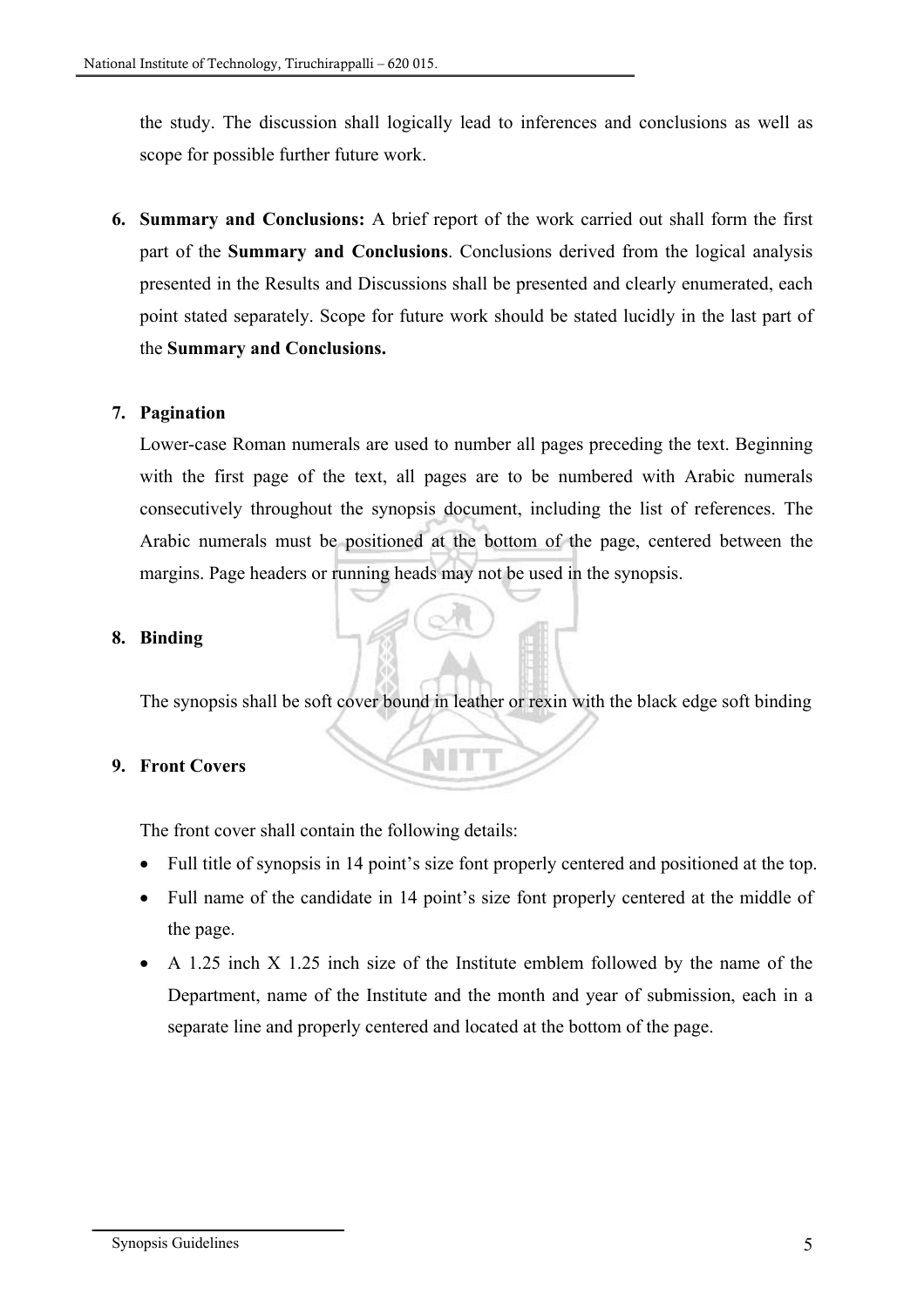the study. The discussion shall logically lead to inferences and conclusions as well as scope for possible further future work.

6. **Summary and Conclusions:** A brief report of the work carried out shall form the first part of the **Summary and Conclusions**. Conclusions derived from the logical analysis presented in the Results and Discussions shall be presented and clearly enumerated, each point stated separately. Scope for future work should be stated lucidly in the last part of the **Summary and Conclusions.**

7. **Pagination**

   Lower-case Roman numerals are used to number all pages preceding the text. Beginning with the first page of the text, all pages are to be numbered with Arabic numerals consecutively throughout the synopsis document, including the list of references. The Arabic numerals must be positioned at the bottom of the page, centered between the margins. Page headers or running heads may not be used in the synopsis.

8. **Binding**

   The synopsis shall be soft cover bound in leather or rexin with the black edge soft binding

9. **Front Covers**

   The front cover shall contain the following details:

   - Full title of synopsis in 14 point's size font properly centered and positioned at the top.
   - Full name of the candidate in 14 point's size font properly centered at the middle of the page.
   - A 1.25 inch X 1.25 inch size of the Institute emblem followed by the name of the Department, name of the Institute and the month and year of submission, each in a separate line and properly centered and located at the bottom of the page.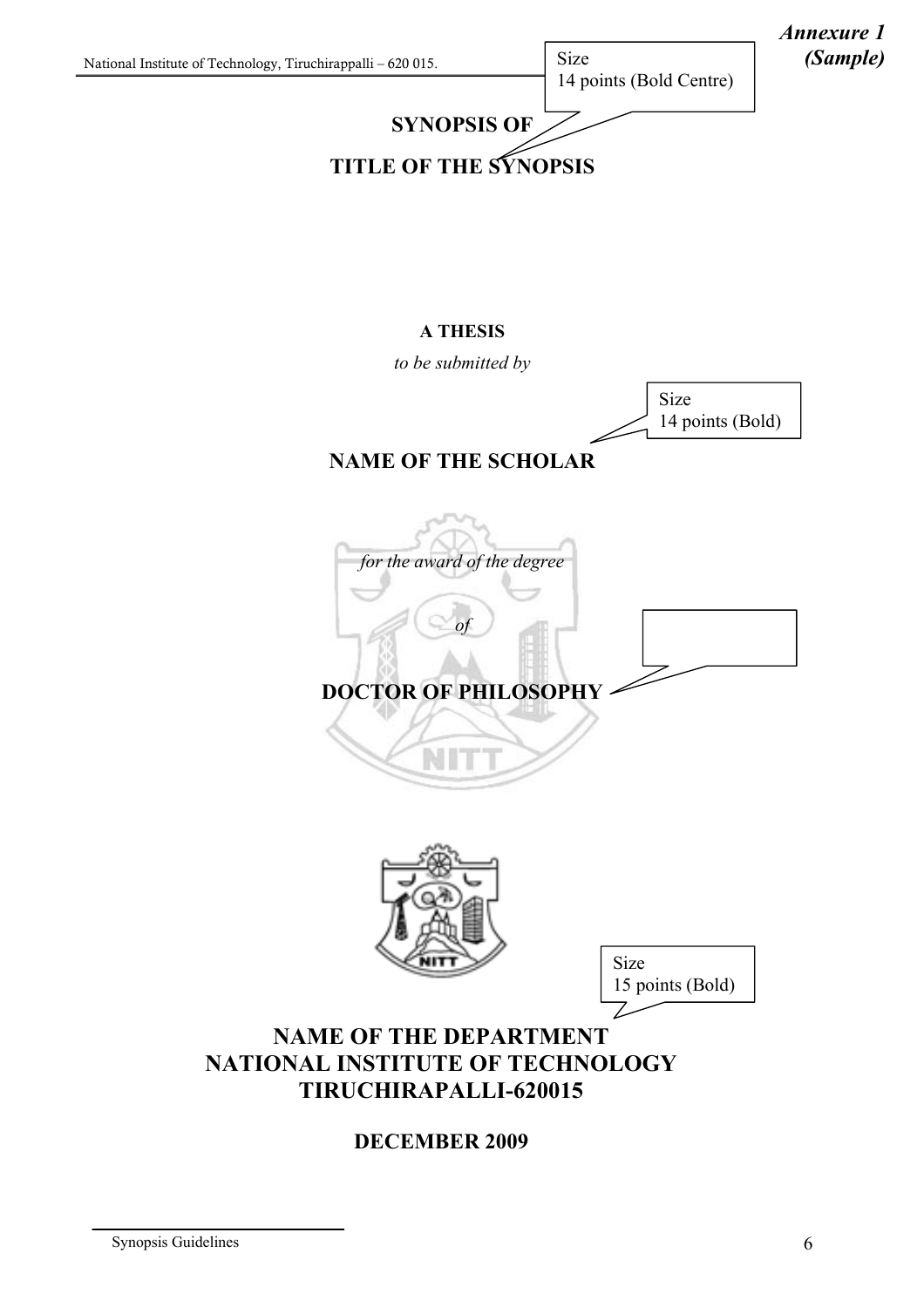***Annexure 1***
***(Sample)***

Size
14 points (Bold Centre)

**SYNOPSIS OF**

**TITLE OF THE SYNOPSIS**

**A THESIS**

*to be submitted by*

Size
14 points (Bold)

**NAME OF THE SCHOLAR**

*for the award of the degree*

*of*

**DOCTOR OF PHILOSOPHY**

Size
15 points (Bold)

**NAME OF THE DEPARTMENT**
**NATIONAL INSTITUTE OF TECHNOLOGY**
**TIRUCHIRAPALLI-620015**

**DECEMBER 2009**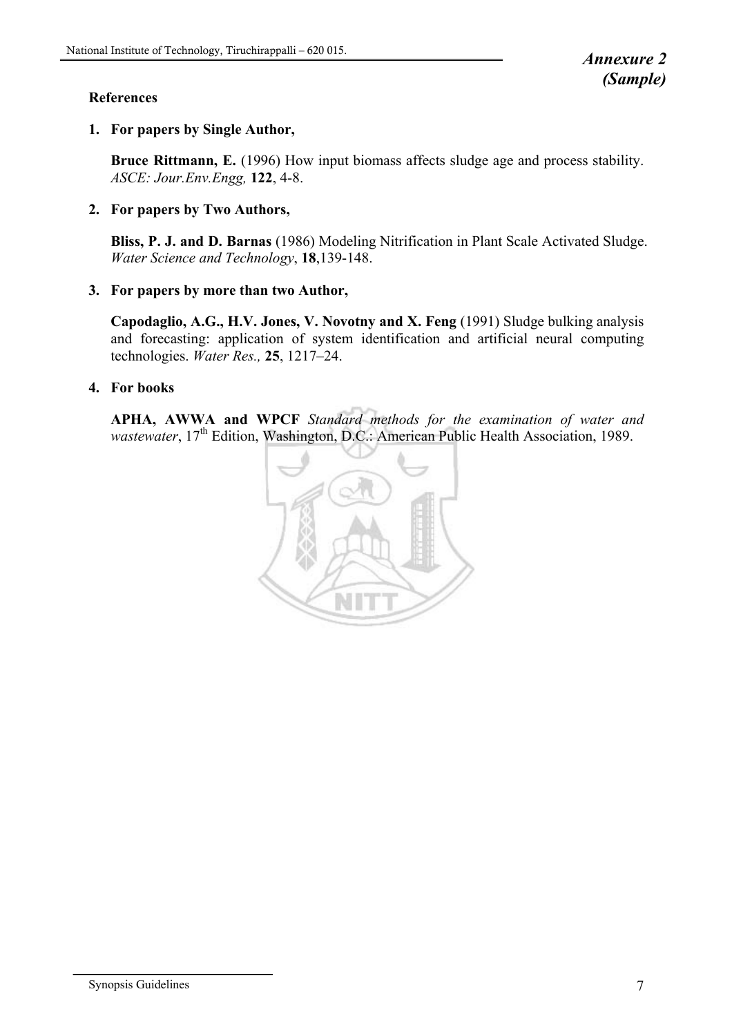*Annexure 2*
*(Sample)*

**References**

1. **For papers by Single Author,**

   **Bruce Rittmann, E.** (1996) How input biomass affects sludge age and process stability. *ASCE: Jour.Env.Engg,* **122**, 4-8.

2. **For papers by Two Authors,**

   **Bliss, P. J. and D. Barnas** (1986) Modeling Nitrification in Plant Scale Activated Sludge. *Water Science and Technology*, **18**,139-148.

3. **For papers by more than two Author,**

   **Capodaglio, A.G., H.V. Jones, V. Novotny and X. Feng** (1991) Sludge bulking analysis and forecasting: application of system identification and artificial neural computing technologies. *Water Res.,* **25**, 1217–24.

4. **For books**

   **APHA, AWWA and WPCF** *Standard methods for the examination of water and wastewater*, 17th Edition, Washington, D.C.: American Public Health Association, 1989.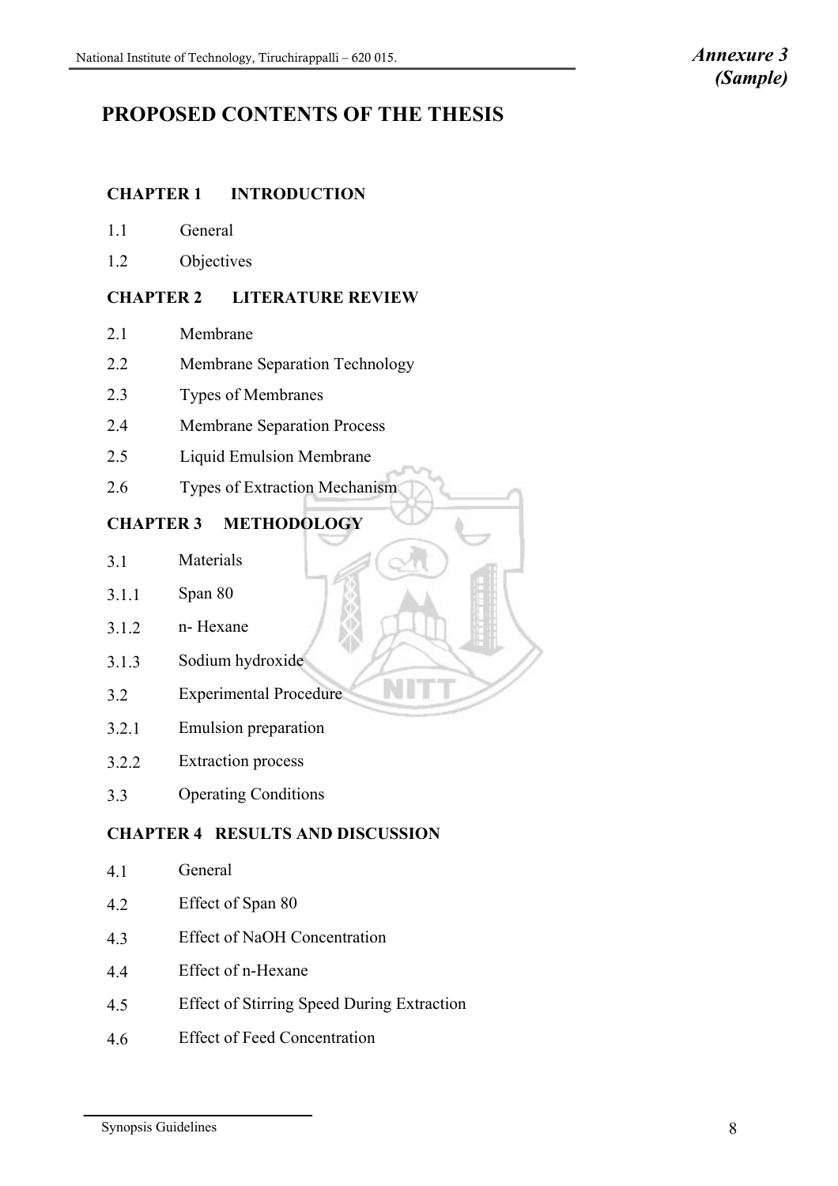*Annexure 3*
*(Sample)*

# PROPOSED CONTENTS OF THE THESIS

## CHAPTER 1 INTRODUCTION

1.1 General

1.2 Objectives

## CHAPTER 2 LITERATURE REVIEW

2.1 Membrane

2.2 Membrane Separation Technology

2.3 Types of Membranes

2.4 Membrane Separation Process

2.5 Liquid Emulsion Membrane

2.6 Types of Extraction Mechanism

## CHAPTER 3 METHODOLOGY

3.1 Materials

3.1.1 Span 80

3.1.2 n- Hexane

3.1.3 Sodium hydroxide

3.2 Experimental Procedure

3.2.1 Emulsion preparation

3.2.2 Extraction process

3.3 Operating Conditions

## CHAPTER 4 RESULTS AND DISCUSSION

4.1 General

4.2 Effect of Span 80

4.3 Effect of NaOH Concentration

4.4 Effect of n-Hexane

4.5 Effect of Stirring Speed During Extraction

4.6 Effect of Feed Concentration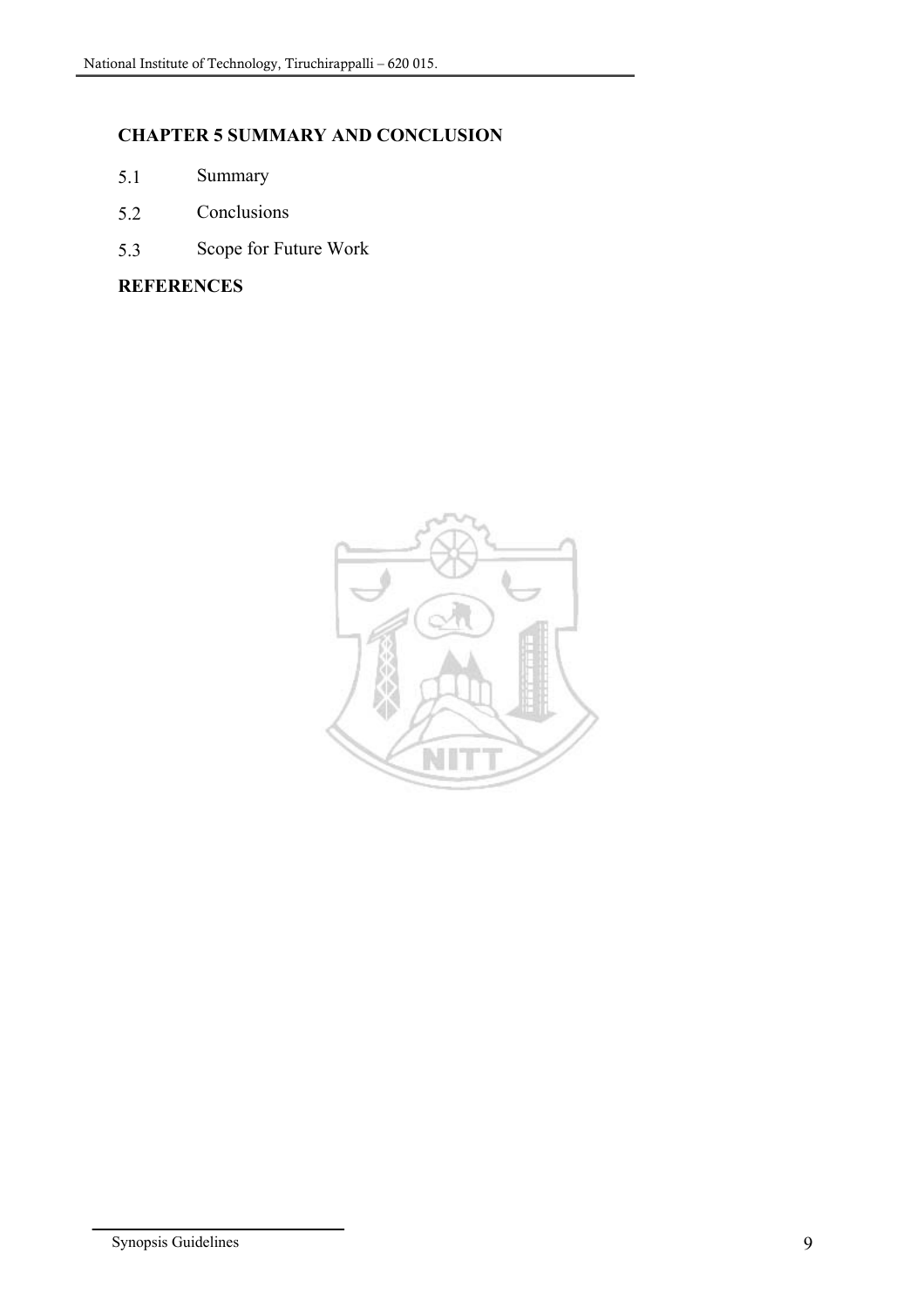**CHAPTER 5 SUMMARY AND CONCLUSION**

5.1 Summary

5.2 Conclusions

5.3 Scope for Future Work

**REFERENCES**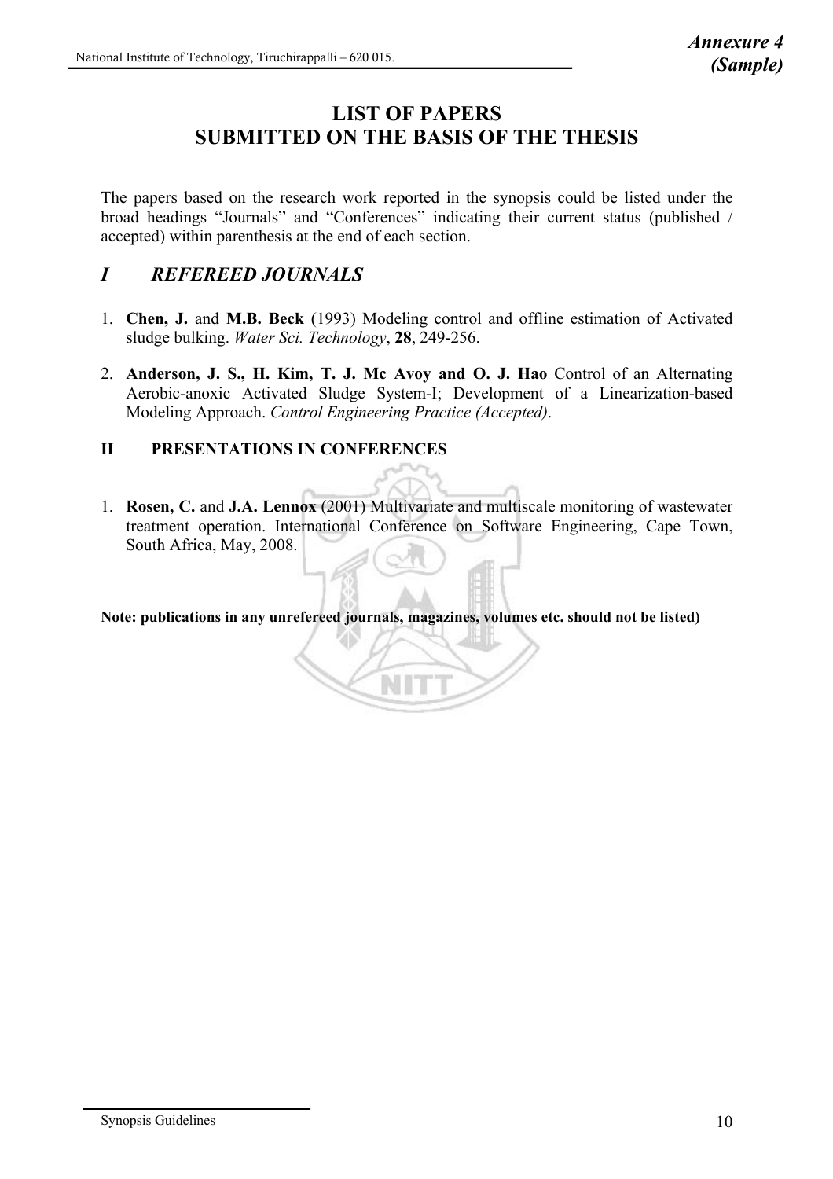*Annexure 4*
*(Sample)*

# LIST OF PAPERS
# SUBMITTED ON THE BASIS OF THE THESIS

The papers based on the research work reported in the synopsis could be listed under the broad headings "Journals" and "Conferences" indicating their current status (published / accepted) within parenthesis at the end of each section.

## *I REFEREED JOURNALS*

1. **Chen, J.** and **M.B. Beck** (1993) Modeling control and offline estimation of Activated sludge bulking. *Water Sci. Technology*, **28**, 249-256.

2. **Anderson, J. S., H. Kim, T. J. Mc Avoy and O. J. Hao** Control of an Alternating Aerobic-anoxic Activated Sludge System-I; Development of a Linearization-based Modeling Approach. *Control Engineering Practice (Accepted)*.

### II PRESENTATIONS IN CONFERENCES

1. **Rosen, C.** and **J.A. Lennox** (2001) Multivariate and multiscale monitoring of wastewater treatment operation. International Conference on Software Engineering, Cape Town, South Africa, May, 2008.

**Note: publications in any unrefereed journals, magazines, volumes etc. should not be listed)**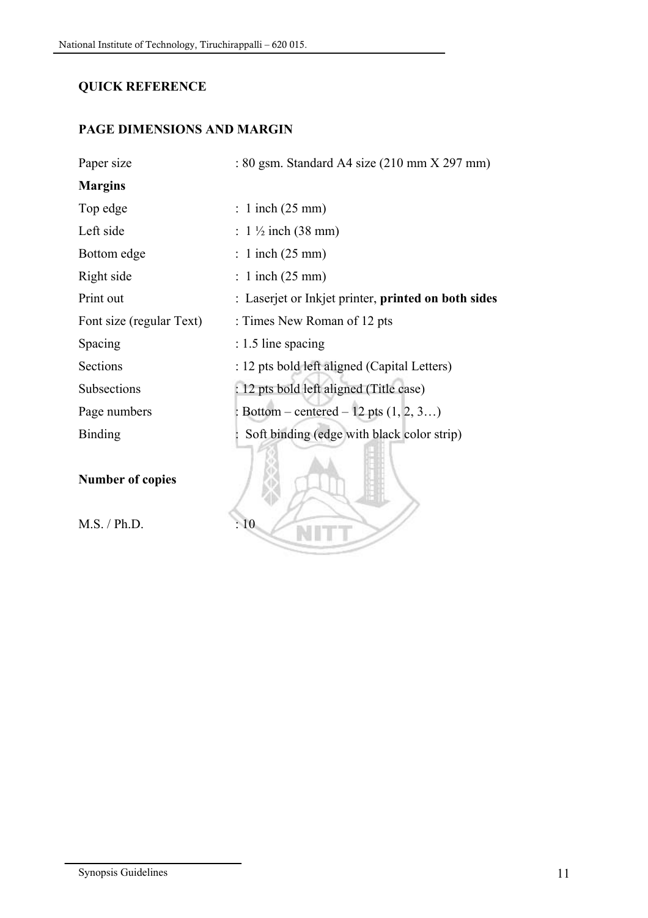## QUICK REFERENCE

### PAGE DIMENSIONS AND MARGIN

| | |
|---|---|
| Paper size | : 80 gsm. Standard A4 size (210 mm X 297 mm) |
| **Margins** | |
| Top edge | : 1 inch (25 mm) |
| Left side | : 1 ½ inch (38 mm) |
| Bottom edge | : 1 inch (25 mm) |
| Right side | : 1 inch (25 mm) |
| Print out | : Laserjet or Inkjet printer, **printed on both sides** |
| Font size (regular Text) | : Times New Roman of 12 pts |
| Spacing | : 1.5 line spacing |
| Sections | : 12 pts bold left aligned (Capital Letters) |
| Subsections | : 12 pts bold left aligned (Title case) |
| Page numbers | : Bottom – centered – 12 pts (1, 2, 3…) |
| Binding | : Soft binding (edge with black color strip) |

**Number of copies**

| | |
|---|---|
| M.S. / Ph.D. | : 10 |